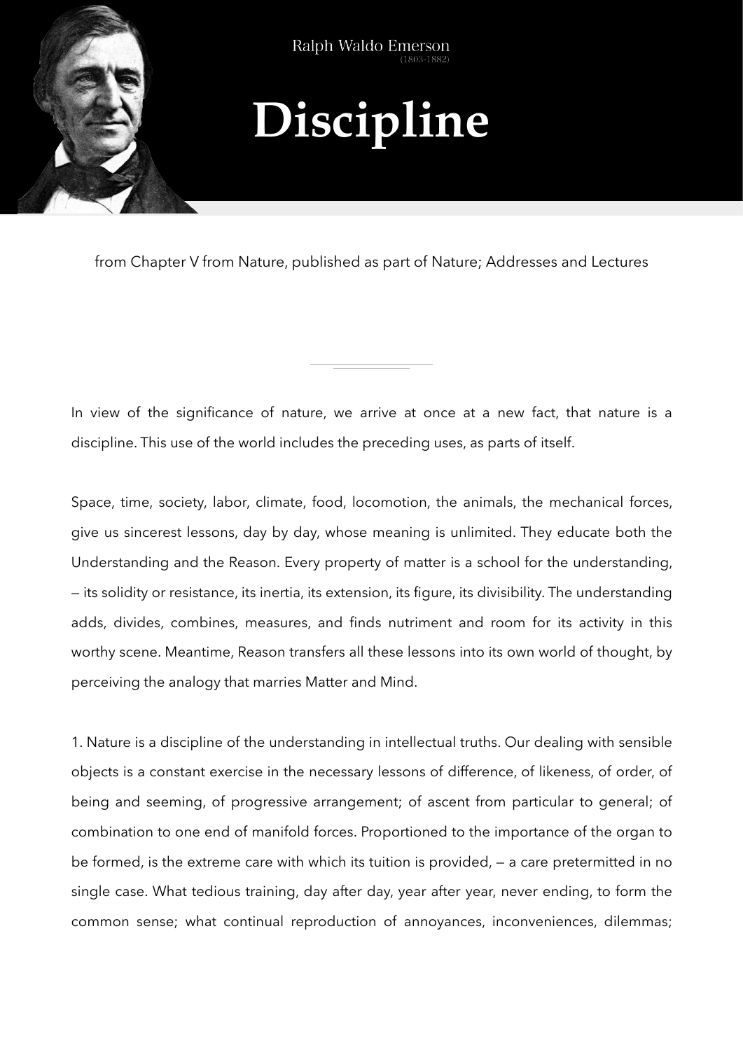Ralph Waldo Emerson
(1803-1882)

# Discipline

from Chapter V from Nature, published as part of Nature; Addresses and Lectures

---

In view of the significance of nature, we arrive at once at a new fact, that nature is a discipline. This use of the world includes the preceding uses, as parts of itself.

Space, time, society, labor, climate, food, locomotion, the animals, the mechanical forces, give us sincerest lessons, day by day, whose meaning is unlimited. They educate both the Understanding and the Reason. Every property of matter is a school for the understanding, — its solidity or resistance, its inertia, its extension, its figure, its divisibility. The understanding adds, divides, combines, measures, and finds nutriment and room for its activity in this worthy scene. Meantime, Reason transfers all these lessons into its own world of thought, by perceiving the analogy that marries Matter and Mind.

1. Nature is a discipline of the understanding in intellectual truths. Our dealing with sensible objects is a constant exercise in the necessary lessons of difference, of likeness, of order, of being and seeming, of progressive arrangement; of ascent from particular to general; of combination to one end of manifold forces. Proportioned to the importance of the organ to be formed, is the extreme care with which its tuition is provided, — a care pretermitted in no single case. What tedious training, day after day, year after year, never ending, to form the common sense; what continual reproduction of annoyances, inconveniences, dilemmas;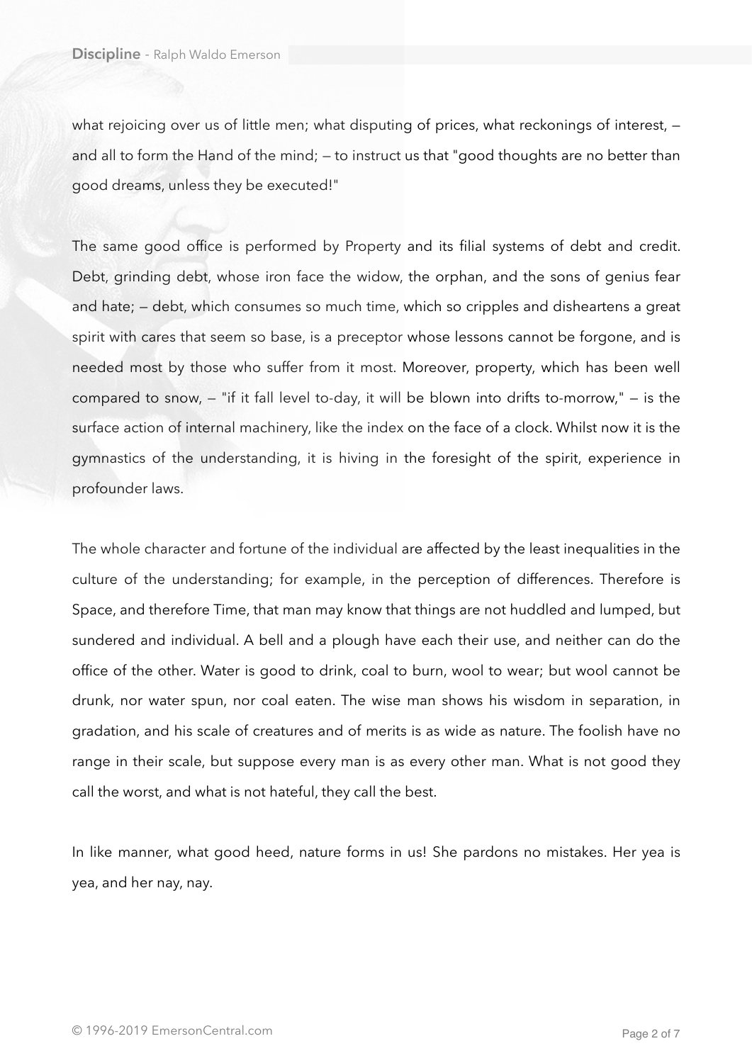what rejoicing over us of little men; what disputing of prices, what reckonings of interest, — and all to form the Hand of the mind; — to instruct us that "good thoughts are no better than good dreams, unless they be executed!"

The same good office is performed by Property and its filial systems of debt and credit. Debt, grinding debt, whose iron face the widow, the orphan, and the sons of genius fear and hate; — debt, which consumes so much time, which so cripples and disheartens a great spirit with cares that seem so base, is a preceptor whose lessons cannot be forgone, and is needed most by those who suffer from it most. Moreover, property, which has been well compared to snow, — "if it fall level to-day, it will be blown into drifts to-morrow," — is the surface action of internal machinery, like the index on the face of a clock. Whilst now it is the gymnastics of the understanding, it is hiving in the foresight of the spirit, experience in profounder laws.

The whole character and fortune of the individual are affected by the least inequalities in the culture of the understanding; for example, in the perception of differences. Therefore is Space, and therefore Time, that man may know that things are not huddled and lumped, but sundered and individual. A bell and a plough have each their use, and neither can do the office of the other. Water is good to drink, coal to burn, wool to wear; but wool cannot be drunk, nor water spun, nor coal eaten. The wise man shows his wisdom in separation, in gradation, and his scale of creatures and of merits is as wide as nature. The foolish have no range in their scale, but suppose every man is as every other man. What is not good they call the worst, and what is not hateful, they call the best.

In like manner, what good heed, nature forms in us! She pardons no mistakes. Her yea is yea, and her nay, nay.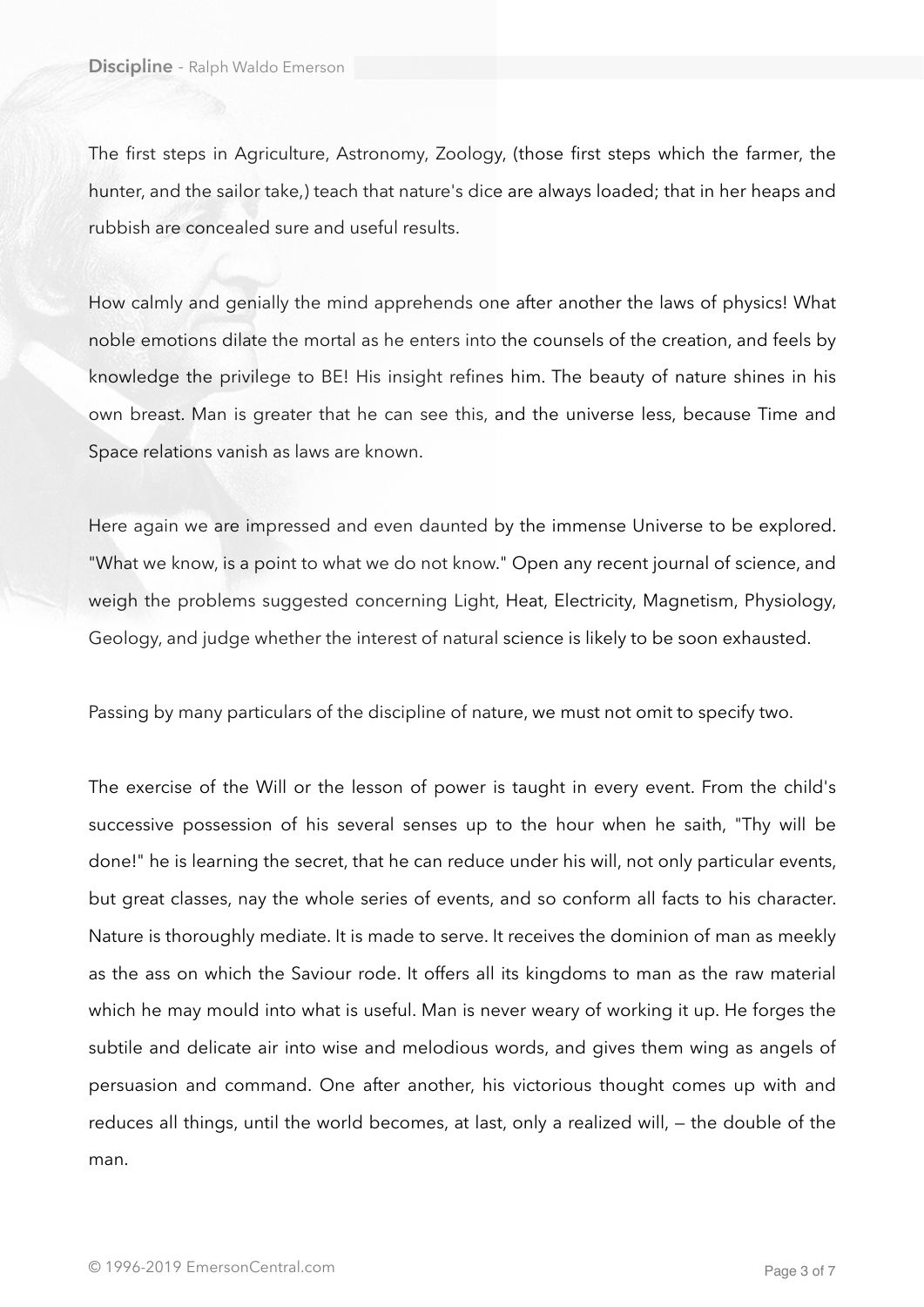The first steps in Agriculture, Astronomy, Zoology, (those first steps which the farmer, the hunter, and the sailor take,) teach that nature's dice are always loaded; that in her heaps and rubbish are concealed sure and useful results.

How calmly and genially the mind apprehends one after another the laws of physics! What noble emotions dilate the mortal as he enters into the counsels of the creation, and feels by knowledge the privilege to BE! His insight refines him. The beauty of nature shines in his own breast. Man is greater that he can see this, and the universe less, because Time and Space relations vanish as laws are known.

Here again we are impressed and even daunted by the immense Universe to be explored. "What we know, is a point to what we do not know." Open any recent journal of science, and weigh the problems suggested concerning Light, Heat, Electricity, Magnetism, Physiology, Geology, and judge whether the interest of natural science is likely to be soon exhausted.

Passing by many particulars of the discipline of nature, we must not omit to specify two.

The exercise of the Will or the lesson of power is taught in every event. From the child's successive possession of his several senses up to the hour when he saith, "Thy will be done!" he is learning the secret, that he can reduce under his will, not only particular events, but great classes, nay the whole series of events, and so conform all facts to his character. Nature is thoroughly mediate. It is made to serve. It receives the dominion of man as meekly as the ass on which the Saviour rode. It offers all its kingdoms to man as the raw material which he may mould into what is useful. Man is never weary of working it up. He forges the subtile and delicate air into wise and melodious words, and gives them wing as angels of persuasion and command. One after another, his victorious thought comes up with and reduces all things, until the world becomes, at last, only a realized will, — the double of the man.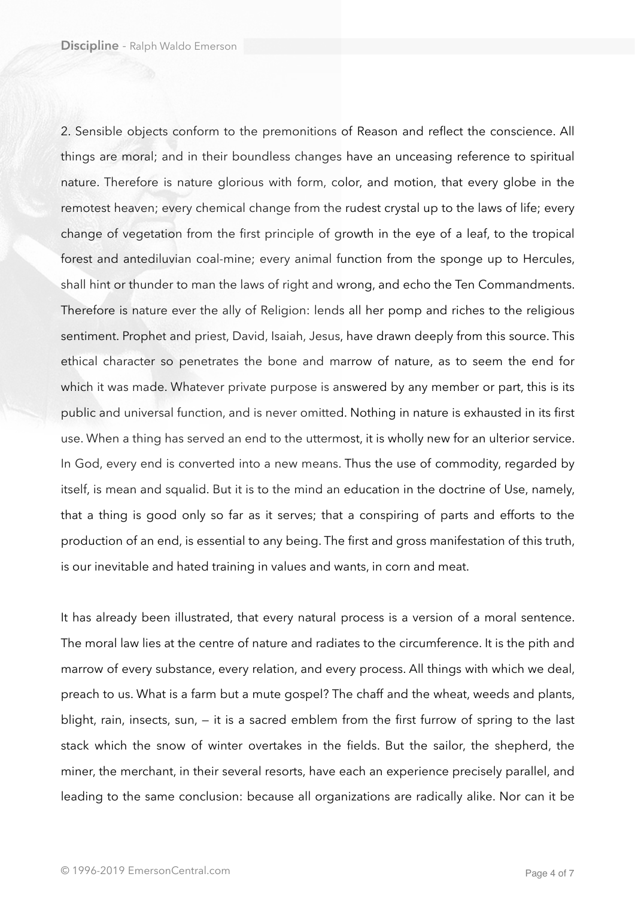2. Sensible objects conform to the premonitions of Reason and reflect the conscience. All things are moral; and in their boundless changes have an unceasing reference to spiritual nature. Therefore is nature glorious with form, color, and motion, that every globe in the remotest heaven; every chemical change from the rudest crystal up to the laws of life; every change of vegetation from the first principle of growth in the eye of a leaf, to the tropical forest and antediluvian coal-mine; every animal function from the sponge up to Hercules, shall hint or thunder to man the laws of right and wrong, and echo the Ten Commandments. Therefore is nature ever the ally of Religion: lends all her pomp and riches to the religious sentiment. Prophet and priest, David, Isaiah, Jesus, have drawn deeply from this source. This ethical character so penetrates the bone and marrow of nature, as to seem the end for which it was made. Whatever private purpose is answered by any member or part, this is its public and universal function, and is never omitted. Nothing in nature is exhausted in its first use. When a thing has served an end to the uttermost, it is wholly new for an ulterior service. In God, every end is converted into a new means. Thus the use of commodity, regarded by itself, is mean and squalid. But it is to the mind an education in the doctrine of Use, namely, that a thing is good only so far as it serves; that a conspiring of parts and efforts to the production of an end, is essential to any being. The first and gross manifestation of this truth, is our inevitable and hated training in values and wants, in corn and meat.

It has already been illustrated, that every natural process is a version of a moral sentence. The moral law lies at the centre of nature and radiates to the circumference. It is the pith and marrow of every substance, every relation, and every process. All things with which we deal, preach to us. What is a farm but a mute gospel? The chaff and the wheat, weeds and plants, blight, rain, insects, sun, — it is a sacred emblem from the first furrow of spring to the last stack which the snow of winter overtakes in the fields. But the sailor, the shepherd, the miner, the merchant, in their several resorts, have each an experience precisely parallel, and leading to the same conclusion: because all organizations are radically alike. Nor can it be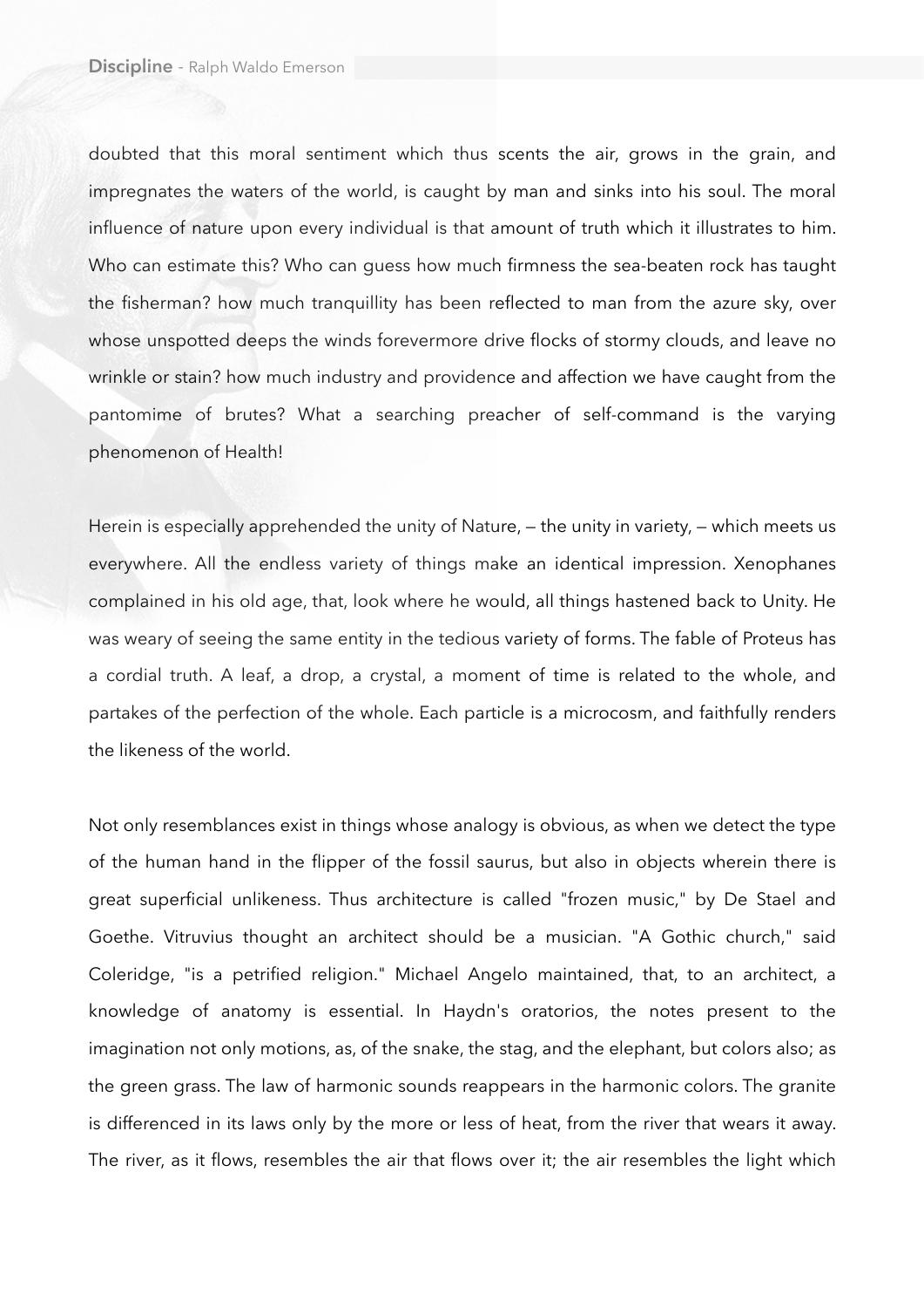doubted that this moral sentiment which thus scents the air, grows in the grain, and impregnates the waters of the world, is caught by man and sinks into his soul. The moral influence of nature upon every individual is that amount of truth which it illustrates to him. Who can estimate this? Who can guess how much firmness the sea-beaten rock has taught the fisherman? how much tranquillity has been reflected to man from the azure sky, over whose unspotted deeps the winds forevermore drive flocks of stormy clouds, and leave no wrinkle or stain? how much industry and providence and affection we have caught from the pantomime of brutes? What a searching preacher of self-command is the varying phenomenon of Health!

Herein is especially apprehended the unity of Nature, — the unity in variety, — which meets us everywhere. All the endless variety of things make an identical impression. Xenophanes complained in his old age, that, look where he would, all things hastened back to Unity. He was weary of seeing the same entity in the tedious variety of forms. The fable of Proteus has a cordial truth. A leaf, a drop, a crystal, a moment of time is related to the whole, and partakes of the perfection of the whole. Each particle is a microcosm, and faithfully renders the likeness of the world.

Not only resemblances exist in things whose analogy is obvious, as when we detect the type of the human hand in the flipper of the fossil saurus, but also in objects wherein there is great superficial unlikeness. Thus architecture is called "frozen music," by De Stael and Goethe. Vitruvius thought an architect should be a musician. "A Gothic church," said Coleridge, "is a petrified religion." Michael Angelo maintained, that, to an architect, a knowledge of anatomy is essential. In Haydn's oratorios, the notes present to the imagination not only motions, as, of the snake, the stag, and the elephant, but colors also; as the green grass. The law of harmonic sounds reappears in the harmonic colors. The granite is differenced in its laws only by the more or less of heat, from the river that wears it away. The river, as it flows, resembles the air that flows over it; the air resembles the light which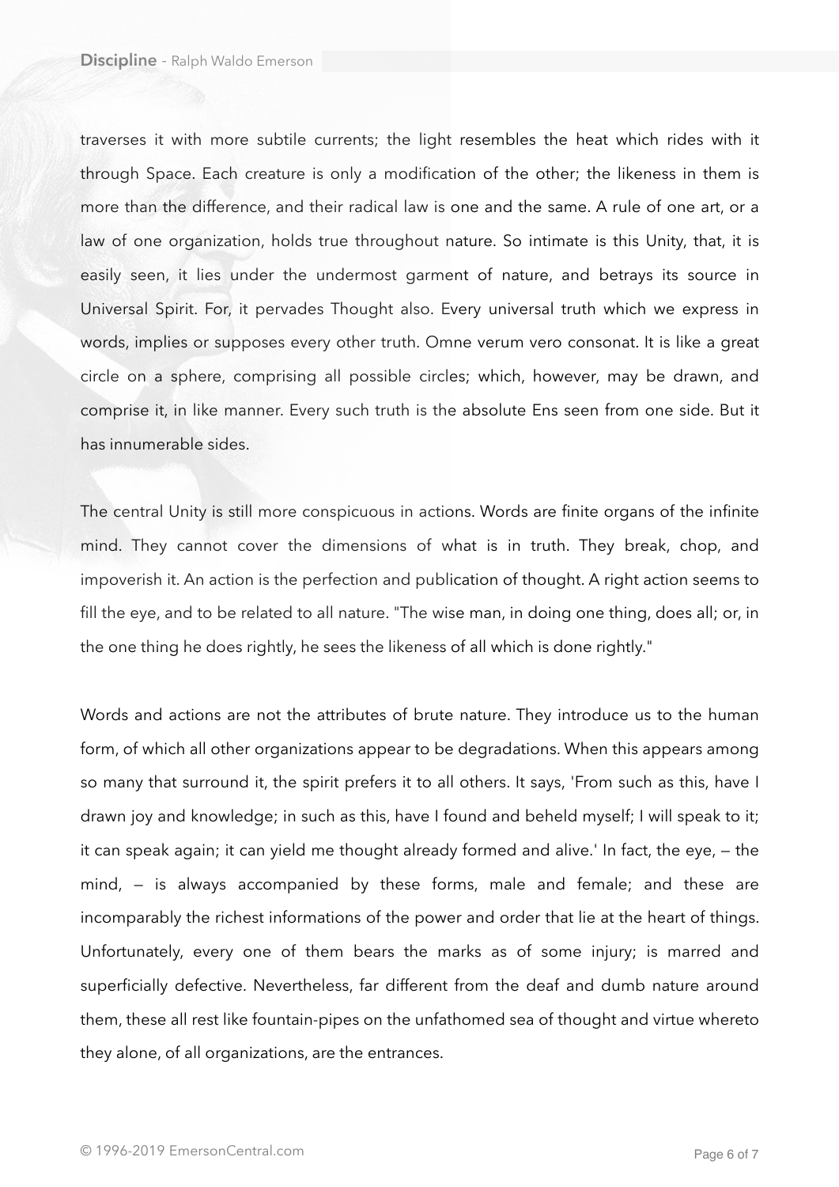traverses it with more subtile currents; the light resembles the heat which rides with it through Space. Each creature is only a modification of the other; the likeness in them is more than the difference, and their radical law is one and the same. A rule of one art, or a law of one organization, holds true throughout nature. So intimate is this Unity, that, it is easily seen, it lies under the undermost garment of nature, and betrays its source in Universal Spirit. For, it pervades Thought also. Every universal truth which we express in words, implies or supposes every other truth. Omne verum vero consonat. It is like a great circle on a sphere, comprising all possible circles; which, however, may be drawn, and comprise it, in like manner. Every such truth is the absolute Ens seen from one side. But it has innumerable sides.

The central Unity is still more conspicuous in actions. Words are finite organs of the infinite mind. They cannot cover the dimensions of what is in truth. They break, chop, and impoverish it. An action is the perfection and publication of thought. A right action seems to fill the eye, and to be related to all nature. "The wise man, in doing one thing, does all; or, in the one thing he does rightly, he sees the likeness of all which is done rightly."

Words and actions are not the attributes of brute nature. They introduce us to the human form, of which all other organizations appear to be degradations. When this appears among so many that surround it, the spirit prefers it to all others. It says, 'From such as this, have I drawn joy and knowledge; in such as this, have I found and beheld myself; I will speak to it; it can speak again; it can yield me thought already formed and alive.' In fact, the eye, — the mind, — is always accompanied by these forms, male and female; and these are incomparably the richest informations of the power and order that lie at the heart of things. Unfortunately, every one of them bears the marks as of some injury; is marred and superficially defective. Nevertheless, far different from the deaf and dumb nature around them, these all rest like fountain-pipes on the unfathomed sea of thought and virtue whereto they alone, of all organizations, are the entrances.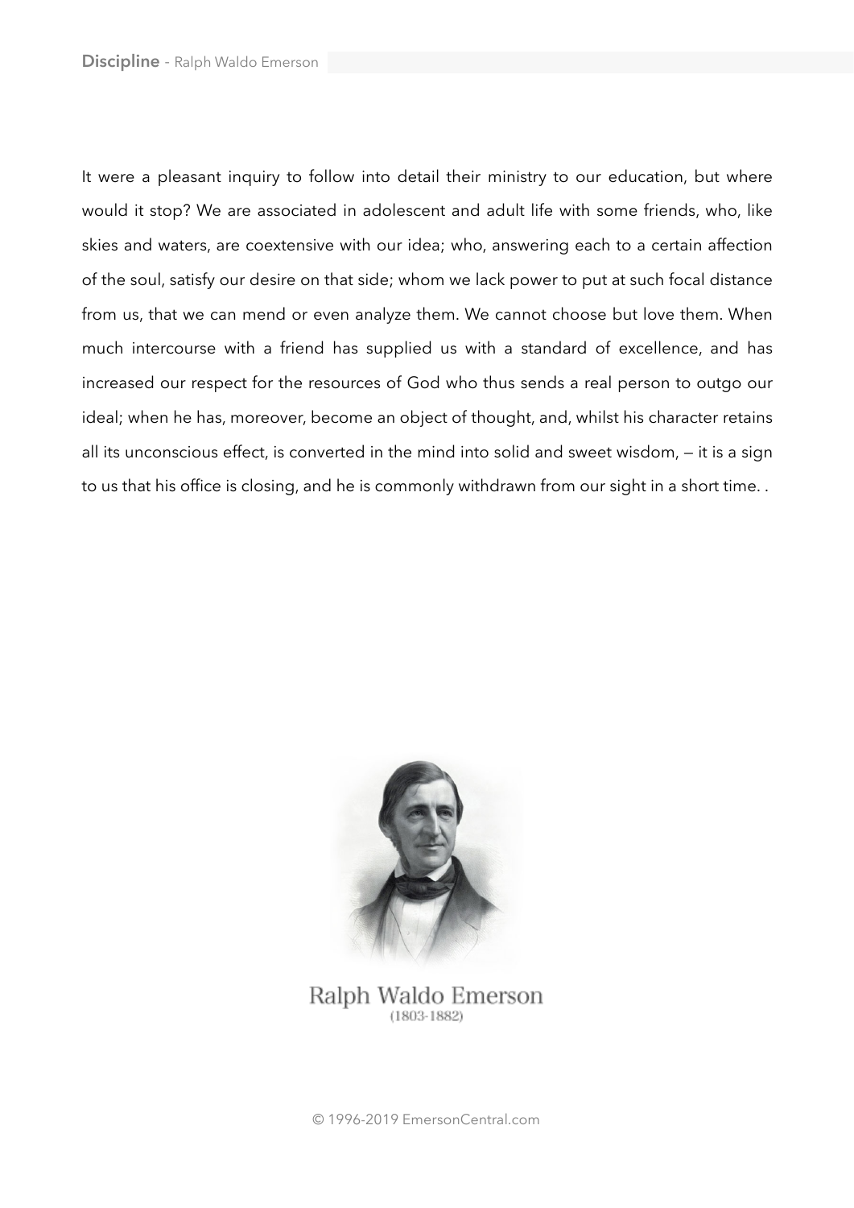It were a pleasant inquiry to follow into detail their ministry to our education, but where would it stop? We are associated in adolescent and adult life with some friends, who, like skies and waters, are coextensive with our idea; who, answering each to a certain affection of the soul, satisfy our desire on that side; whom we lack power to put at such focal distance from us, that we can mend or even analyze them. We cannot choose but love them. When much intercourse with a friend has supplied us with a standard of excellence, and has increased our respect for the resources of God who thus sends a real person to outgo our ideal; when he has, moreover, become an object of thought, and, whilst his character retains all its unconscious effect, is converted in the mind into solid and sweet wisdom, — it is a sign to us that his office is closing, and he is commonly withdrawn from our sight in a short time. .

Ralph Waldo Emerson
(1803-1882)

© 1996-2019 EmersonCentral.com